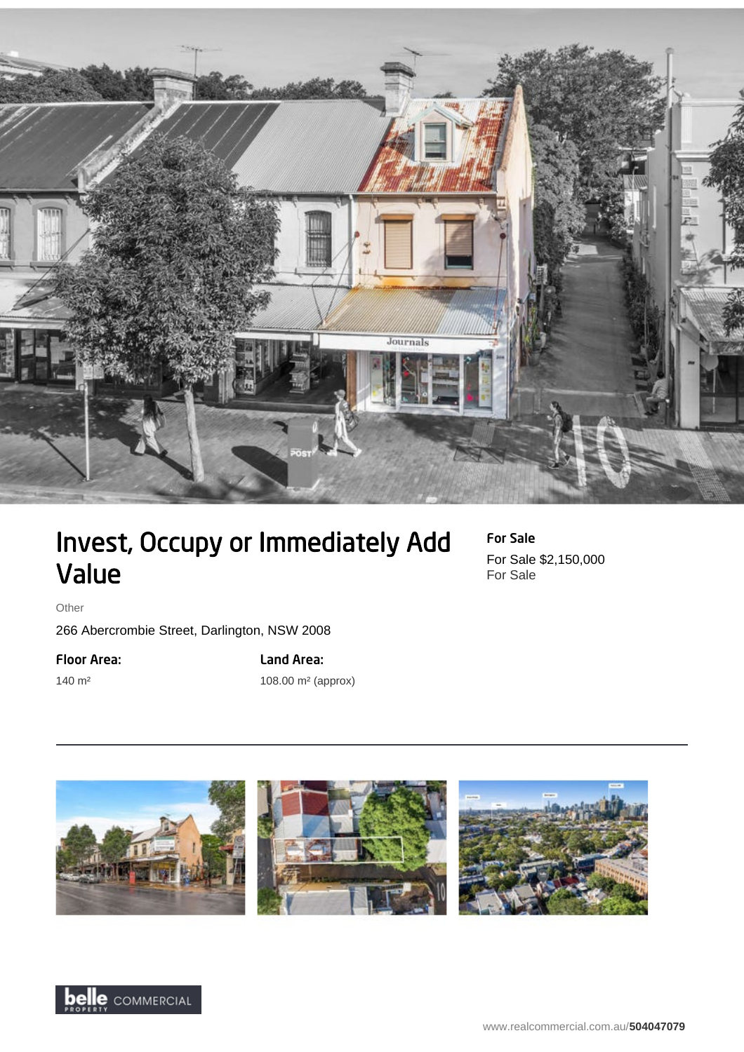# Invest, Occupy or Immediately Add Value

**For Sale**

For Sale $2,150,000
For Sale

Other

266 Abercrombie Street, Darlington, NSW 2008

**Floor Area:**

140 m²

**Land Area:**

108.00 m² (approx)

belle COMMERCIAL

www.realcommercial.com.au/**504047079**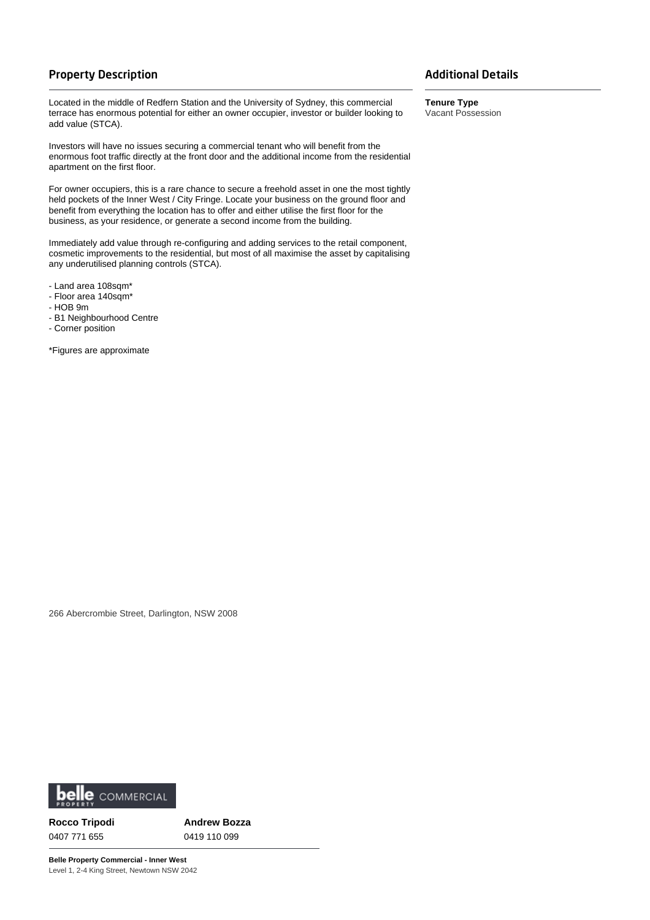## Property Description

Located in the middle of Redfern Station and the University of Sydney, this commercial terrace has enormous potential for either an owner occupier, investor or builder looking to add value (STCA).

Investors will have no issues securing a commercial tenant who will benefit from the enormous foot traffic directly at the front door and the additional income from the residential apartment on the first floor.

For owner occupiers, this is a rare chance to secure a freehold asset in one the most tightly held pockets of the Inner West / City Fringe. Locate your business on the ground floor and benefit from everything the location has to offer and either utilise the first floor for the business, as your residence, or generate a second income from the building.

Immediately add value through re-configuring and adding services to the retail component, cosmetic improvements to the residential, but most of all maximise the asset by capitalising any underutilised planning controls (STCA).

- Land area 108sqm*
- Floor area 140sqm*
- HOB 9m
- B1 Neighbourhood Centre
- Corner position

*Figures are approximate

266 Abercrombie Street, Darlington, NSW 2008

## Additional Details

**Tenure Type**
Vacant Possession

belle PROPERTY COMMERCIAL

**Rocco Tripodi**
0407 771 655

**Andrew Bozza**
0419 110 099

**Belle Property Commercial - Inner West**
Level 1, 2-4 King Street, Newtown NSW 2042